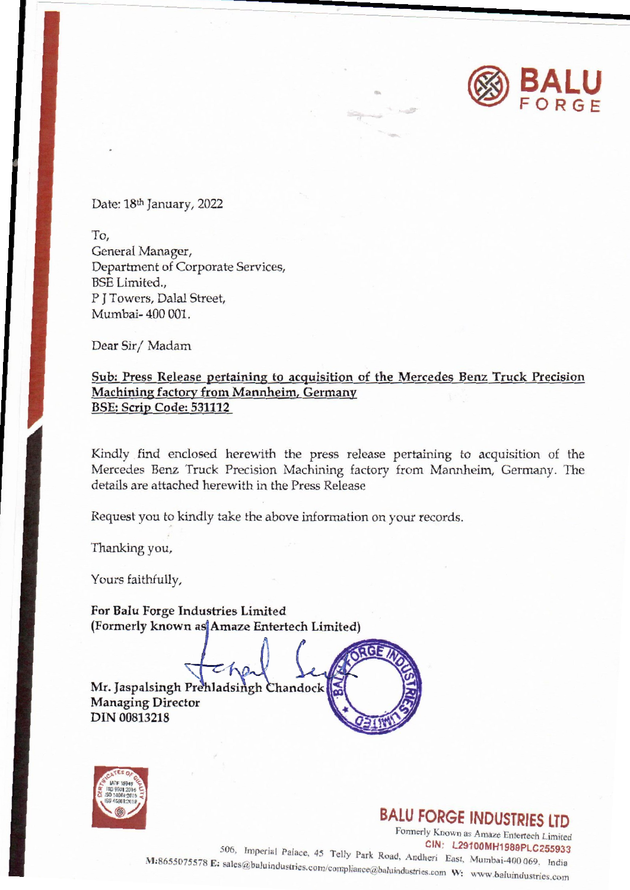Date: 18th January, 2022

To,
General Manager,
Department of Corporate Services,
BSE Limited.,
P J Towers, Dalal Street,
Mumbai- 400 001.

Dear Sir/ Madam

**Sub: Press Release pertaining to acquisition of the Mercedes Benz Truck Precision Machining factory from Mannheim, Germany**
**BSE: Scrip Code: 531112**

Kindly find enclosed herewith the press release pertaining to acquisition of the Mercedes Benz Truck Precision Machining factory from Mannheim, Germany. The details are attached herewith in the Press Release

Request you to kindly take the above information on your records.

Thanking you,

Yours faithfully,

**For Balu Forge Industries Limited**
**(Formerly known as Amaze Entertech Limited)**

**Mr. Jaspalsingh Prehladsingh Chandock**
**Managing Director**
**DIN 00813218**

**BALU FORGE INDUSTRIES LTD**
Formerly Known as Amaze Entertech Limited
CIN: L29100MH1989PLC255933
506, Imperial Palace, 45 Telly Park Road, Andheri East, Mumbai-400 069. India
M:8655075578 E: sales@baluindustries.com/compliance@baluindustries.com W: www.baluindustries.com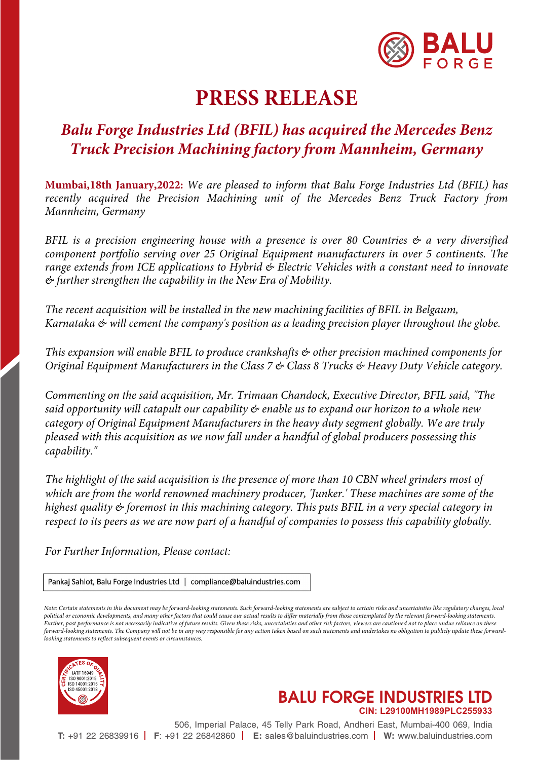# PRESS RELEASE

## *Balu Forge Industries Ltd (BFIL) has acquired the Mercedes Benz Truck Precision Machining factory from Mannheim, Germany*

**Mumbai,18th January,2022:** *We are pleased to inform that Balu Forge Industries Ltd (BFIL) has recently acquired the Precision Machining unit of the Mercedes Benz Truck Factory from Mannheim, Germany*

*BFIL is a precision engineering house with a presence is over 80 Countries & a very diversified component portfolio serving over 25 Original Equipment manufacturers in over 5 continents. The range extends from ICE applications to Hybrid & Electric Vehicles with a constant need to innovate & further strengthen the capability in the New Era of Mobility.*

*The recent acquisition will be installed in the new machining facilities of BFIL in Belgaum, Karnataka & will cement the company's position as a leading precision player throughout the globe.*

*This expansion will enable BFIL to produce crankshafts & other precision machined components for Original Equipment Manufacturers in the Class 7 & Class 8 Trucks & Heavy Duty Vehicle category.*

*Commenting on the said acquisition, Mr. Trimaan Chandock, Executive Director, BFIL said, "The said opportunity will catapult our capability & enable us to expand our horizon to a whole new category of Original Equipment Manufacturers in the heavy duty segment globally. We are truly pleased with this acquisition as we now fall under a handful of global producers possessing this capability."*

*The highlight of the said acquisition is the presence of more than 10 CBN wheel grinders most of which are from the world renowned machinery producer, 'Junker.' These machines are some of the highest quality & foremost in this machining category. This puts BFIL in a very special category in respect to its peers as we are now part of a handful of companies to possess this capability globally.*

*For Further Information, Please contact:*

Pankaj Sahlot, Balu Forge Industries Ltd | compliance@baluindustries.com

*Note: Certain statements in this document may be forward-looking statements. Such forward-looking statements are subject to certain risks and uncertainties like regulatory changes, local political or economic developments, and many other factors that could cause our actual results to differ materially from those contemplated by the relevant forward-looking statements. Further, past performance is not necessarily indicative of future results. Given these risks, uncertainties and other risk factors, viewers are cautioned not to place undue reliance on these forward-looking statements. The Company will not be in any way responsible for any action taken based on such statements and undertakes no obligation to publicly update these forward-looking statements to reflect subsequent events or circumstances.*

CERTIFICATES OF QUALITY
IATF 16949
ISO 9001:2015
ISO 14001:2015
ISO 45001:2018

**BALU FORGE INDUSTRIES LTD**
**CIN: L29100MH1989PLC255933**

506, Imperial Palace, 45 Telly Park Road, Andheri East, Mumbai-400 069, India
**T:** +91 22 26839916 | **F**: +91 22 26842860 | **E:** sales@baluindustries.com | **W:** www.baluindustries.com